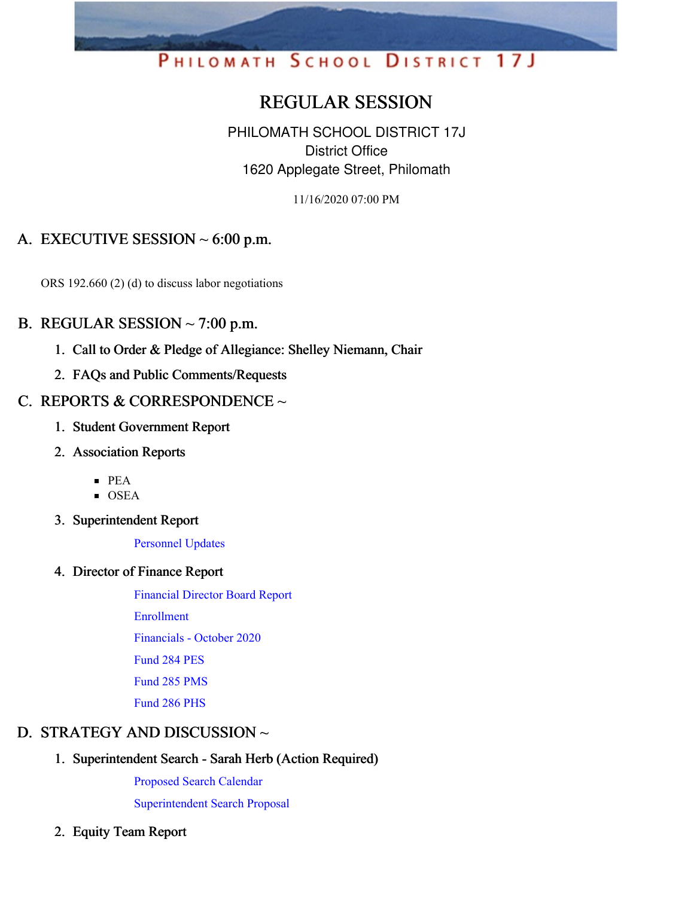PHILOMATH SCHOOL DISTRICT 17J

# REGULAR SESSION

PHILOMATH SCHOOL DISTRICT 17J
District Office
1620 Applegate Street, Philomath

11/16/2020 07:00 PM

## A. EXECUTIVE SESSION ~ 6:00 p.m.

ORS 192.660 (2) (d) to discuss labor negotiations

## B. REGULAR SESSION ~ 7:00 p.m.

1. **Call to Order & Pledge of Allegiance: Shelley Niemann, Chair**
2. **FAQs and Public Comments/Requests**

## C. REPORTS & CORRESPONDENCE ~

1. **Student Government Report**
2. **Association Reports**
   - PEA
   - OSEA
3. **Superintendent Report**

   Personnel Updates

4. **Director of Finance Report**

   Financial Director Board Report

   Enrollment

   Financials - October 2020

   Fund 284 PES

   Fund 285 PMS

   Fund 286 PHS

## D. STRATEGY AND DISCUSSION ~

1. **Superintendent Search - Sarah Herb (Action Required)**

   Proposed Search Calendar

   Superintendent Search Proposal

2. **Equity Team Report**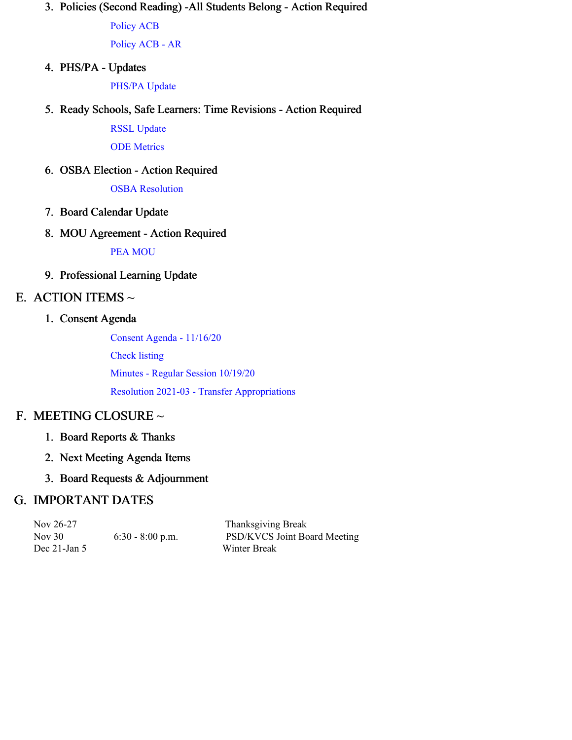3. Policies (Second Reading) -All Students Belong - Action Required

    Policy ACB

    Policy ACB - AR

4. PHS/PA - Updates

    PHS/PA Update

5. Ready Schools, Safe Learners: Time Revisions - Action Required

    RSSL Update

    ODE Metrics

6. OSBA Election - Action Required

    OSBA Resolution

7. Board Calendar Update

8. MOU Agreement - Action Required

    PEA MOU

9. Professional Learning Update

## E. ACTION ITEMS ~

1. Consent Agenda

    Consent Agenda - 11/16/20

    Check listing

    Minutes - Regular Session 10/19/20

    Resolution 2021-03 - Transfer Appropriations

## F. MEETING CLOSURE ~

1. Board Reports & Thanks
2. Next Meeting Agenda Items
3. Board Requests & Adjournment

## G. IMPORTANT DATES

| | | |
|---|---|---|
| Nov 26-27 | | Thanksgiving Break |
| Nov 30 | 6:30 - 8:00 p.m. | PSD/KVCS Joint Board Meeting |
| Dec 21-Jan 5 | | Winter Break |